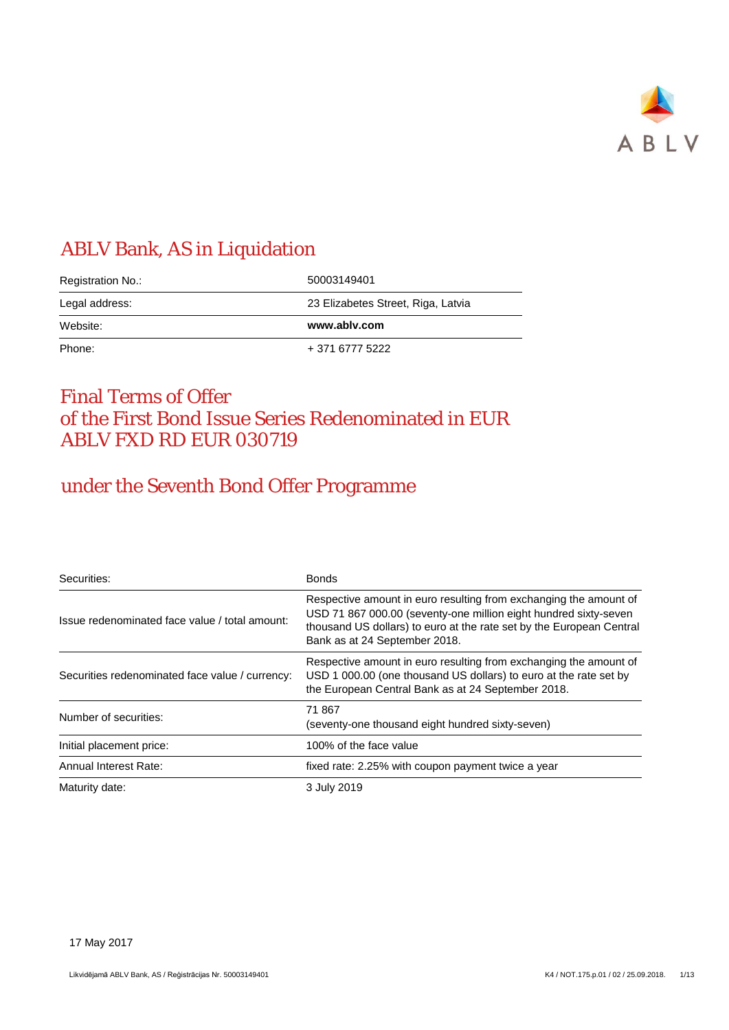# ABLV Bank, AS in Liquidation

| | |
|---|---|
| Registration No.: | 50003149401 |
| Legal address: | 23 Elizabetes Street, Riga, Latvia |
| Website: | **www.ablv.com** |
| Phone: | + 371 6777 5222 |

# Final Terms of Offer of the First Bond Issue Series Redenominated in EUR ABLV FXD RD EUR 030719

## under the Seventh Bond Offer Programme

| | |
|---|---|
| Securities: | Bonds |
| Issue redenominated face value / total amount: | Respective amount in euro resulting from exchanging the amount of USD 71 867 000.00 (seventy-one million eight hundred sixty-seven thousand US dollars) to euro at the rate set by the European Central Bank as at 24 September 2018. |
| Securities redenominated face value / currency: | Respective amount in euro resulting from exchanging the amount of USD 1 000.00 (one thousand US dollars) to euro at the rate set by the European Central Bank as at 24 September 2018. |
| Number of securities: | 71 867<br>(seventy-one thousand eight hundred sixty-seven) |
| Initial placement price: | 100% of the face value |
| Annual Interest Rate: | fixed rate: 2.25% with coupon payment twice a year |
| Maturity date: | 3 July 2019 |

17 May 2017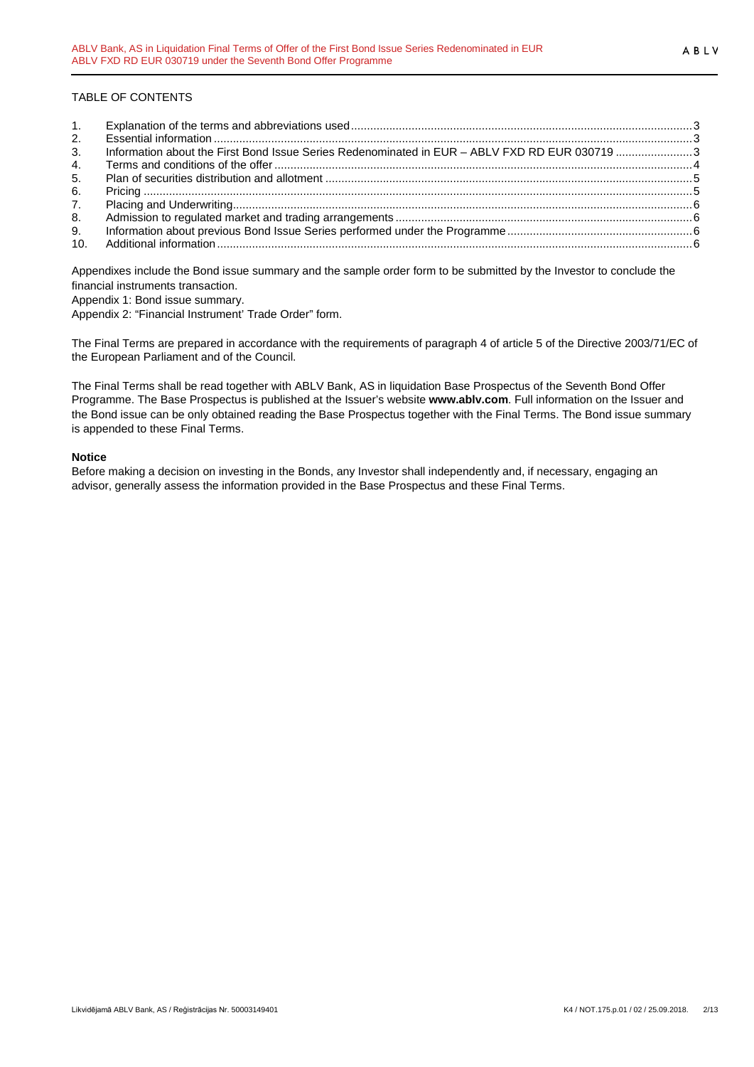TABLE OF CONTENTS

1. Explanation of the terms and abbreviations used ... 3
2. Essential information ... 3
3. Information about the First Bond Issue Series Redenominated in EUR – ABLV FXD RD EUR 030719 ... 3
4. Terms and conditions of the offer ... 4
5. Plan of securities distribution and allotment ... 5
6. Pricing ... 5
7. Placing and Underwriting ... 6
8. Admission to regulated market and trading arrangements ... 6
9. Information about previous Bond Issue Series performed under the Programme ... 6
10. Additional information ... 6

Appendixes include the Bond issue summary and the sample order form to be submitted by the Investor to conclude the financial instruments transaction.

Appendix 1: Bond issue summary.

Appendix 2: "Financial Instrument' Trade Order" form.

The Final Terms are prepared in accordance with the requirements of paragraph 4 of article 5 of the Directive 2003/71/EC of the European Parliament and of the Council.

The Final Terms shall be read together with ABLV Bank, AS in liquidation Base Prospectus of the Seventh Bond Offer Programme. The Base Prospectus is published at the Issuer's website **www.ablv.com**. Full information on the Issuer and the Bond issue can be only obtained reading the Base Prospectus together with the Final Terms. The Bond issue summary is appended to these Final Terms.

**Notice**

Before making a decision on investing in the Bonds, any Investor shall independently and, if necessary, engaging an advisor, generally assess the information provided in the Base Prospectus and these Final Terms.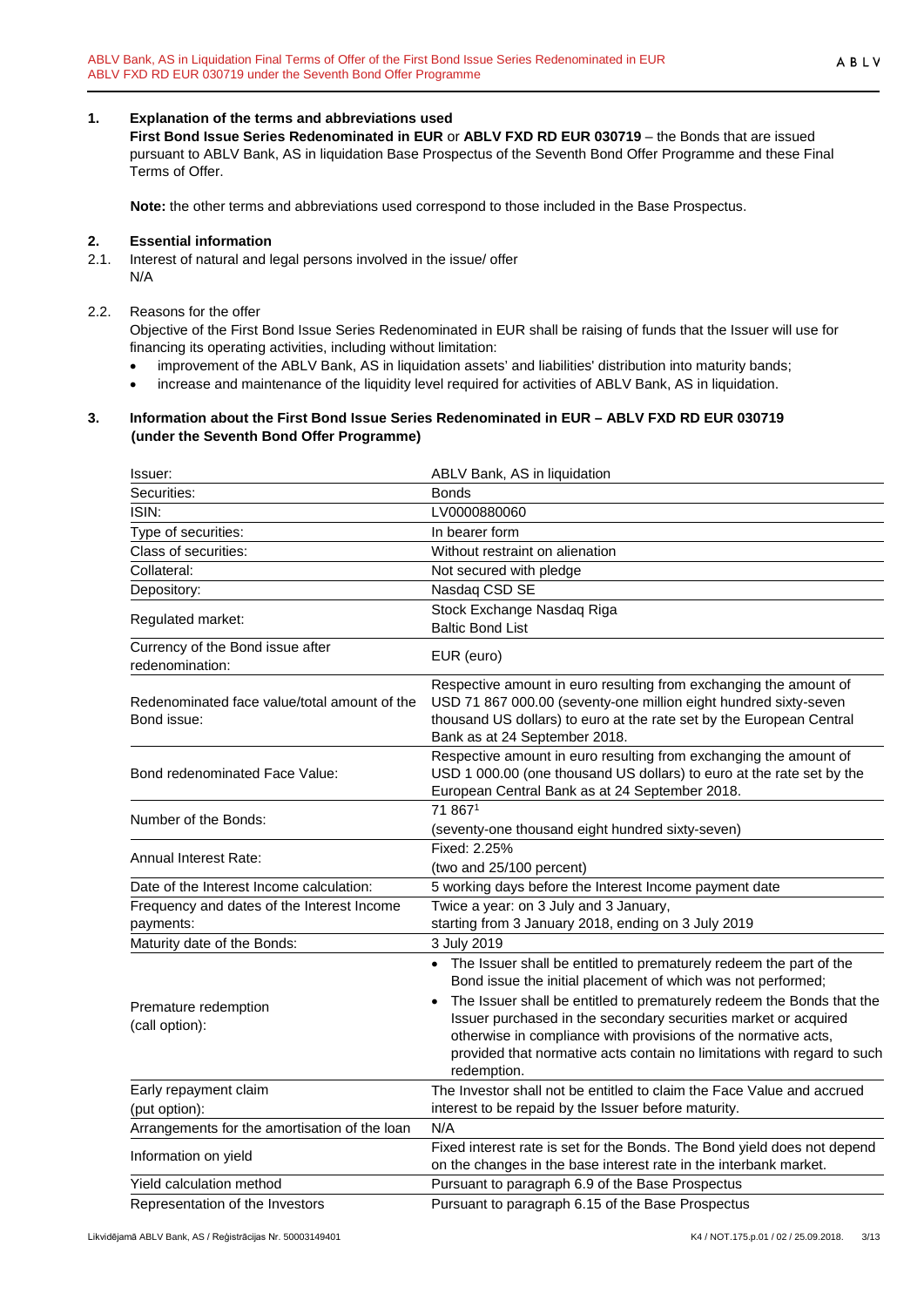## 1. Explanation of the terms and abbreviations used

**First Bond Issue Series Redenominated in EUR** or **ABLV FXD RD EUR 030719** – the Bonds that are issued pursuant to ABLV Bank, AS in liquidation Base Prospectus of the Seventh Bond Offer Programme and these Final Terms of Offer.

**Note:** the other terms and abbreviations used correspond to those included in the Base Prospectus.

## 2. Essential information

2.1. Interest of natural and legal persons involved in the issue/ offer
N/A

2.2. Reasons for the offer
Objective of the First Bond Issue Series Redenominated in EUR shall be raising of funds that the Issuer will use for financing its operating activities, including without limitation:

- improvement of the ABLV Bank, AS in liquidation assets' and liabilities' distribution into maturity bands;
- increase and maintenance of the liquidity level required for activities of ABLV Bank, AS in liquidation.

## 3. Information about the First Bond Issue Series Redenominated in EUR – ABLV FXD RD EUR 030719 (under the Seventh Bond Offer Programme)

| | |
|---|---|
| Issuer: | ABLV Bank, AS in liquidation |
| Securities: | Bonds |
| ISIN: | LV0000880060 |
| Type of securities: | In bearer form |
| Class of securities: | Without restraint on alienation |
| Collateral: | Not secured with pledge |
| Depository: | Nasdaq CSD SE |
| Regulated market: | Stock Exchange Nasdaq Riga<br>Baltic Bond List |
| Currency of the Bond issue after redenomination: | EUR (euro) |
| Redenominated face value/total amount of the Bond issue: | Respective amount in euro resulting from exchanging the amount of USD 71 867 000.00 (seventy-one million eight hundred sixty-seven thousand US dollars) to euro at the rate set by the European Central Bank as at 24 September 2018. |
| Bond redenominated Face Value: | Respective amount in euro resulting from exchanging the amount of USD 1 000.00 (one thousand US dollars) to euro at the rate set by the European Central Bank as at 24 September 2018. |
| Number of the Bonds: | 71 867[1]<br>(seventy-one thousand eight hundred sixty-seven) |
| Annual Interest Rate: | Fixed: 2.25%<br>(two and 25/100 percent) |
| Date of the Interest Income calculation: | 5 working days before the Interest Income payment date |
| Frequency and dates of the Interest Income payments: | Twice a year: on 3 July and 3 January,<br>starting from 3 January 2018, ending on 3 July 2019 |
| Maturity date of the Bonds: | 3 July 2019 |
| Premature redemption (call option): | • The Issuer shall be entitled to prematurely redeem the part of the Bond issue the initial placement of which was not performed;<br>• The Issuer shall be entitled to prematurely redeem the Bonds that the Issuer purchased in the secondary securities market or acquired otherwise in compliance with provisions of the normative acts, provided that normative acts contain no limitations with regard to such redemption. |
| Early repayment claim (put option): | The Investor shall not be entitled to claim the Face Value and accrued interest to be repaid by the Issuer before maturity. |
| Arrangements for the amortisation of the loan | N/A |
| Information on yield | Fixed interest rate is set for the Bonds. The Bond yield does not depend on the changes in the base interest rate in the interbank market. |
| Yield calculation method | Pursuant to paragraph 6.9 of the Base Prospectus |
| Representation of the Investors | Pursuant to paragraph 6.15 of the Base Prospectus |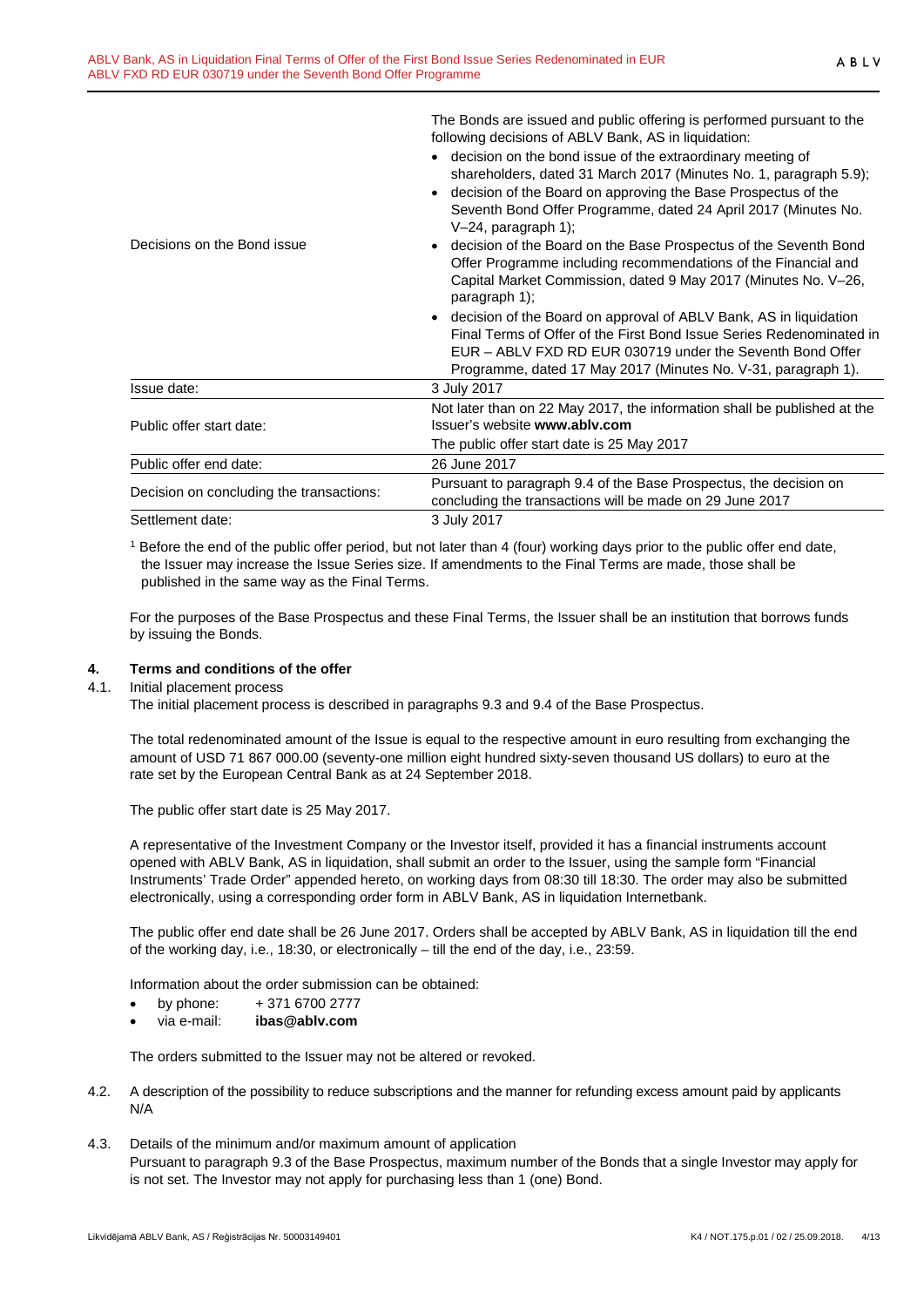| | |
|---|---|
| Decisions on the Bond issue | The Bonds are issued and public offering is performed pursuant to the following decisions of ABLV Bank, AS in liquidation:<br>• decision on the bond issue of the extraordinary meeting of shareholders, dated 31 March 2017 (Minutes No. 1, paragraph 5.9);<br>• decision of the Board on approving the Base Prospectus of the Seventh Bond Offer Programme, dated 24 April 2017 (Minutes No. V–24, paragraph 1);<br>• decision of the Board on the Base Prospectus of the Seventh Bond Offer Programme including recommendations of the Financial and Capital Market Commission, dated 9 May 2017 (Minutes No. V–26, paragraph 1);<br>• decision of the Board on approval of ABLV Bank, AS in liquidation Final Terms of Offer of the First Bond Issue Series Redenominated in EUR – ABLV FXD RD EUR 030719 under the Seventh Bond Offer Programme, dated 17 May 2017 (Minutes No. V-31, paragraph 1). |
| Issue date: | 3 July 2017 |
| Public offer start date: | Not later than on 22 May 2017, the information shall be published at the Issuer's website **www.ablv.com**<br>The public offer start date is 25 May 2017 |
| Public offer end date: | 26 June 2017 |
| Decision on concluding the transactions: | Pursuant to paragraph 9.4 of the Base Prospectus, the decision on concluding the transactions will be made on 29 June 2017 |
| Settlement date: | 3 July 2017 |

[1] Before the end of the public offer period, but not later than 4 (four) working days prior to the public offer end date, the Issuer may increase the Issue Series size. If amendments to the Final Terms are made, those shall be published in the same way as the Final Terms.

For the purposes of the Base Prospectus and these Final Terms, the Issuer shall be an institution that borrows funds by issuing the Bonds.

## 4. Terms and conditions of the offer

4.1. Initial placement process

The initial placement process is described in paragraphs 9.3 and 9.4 of the Base Prospectus.

The total redenominated amount of the Issue is equal to the respective amount in euro resulting from exchanging the amount of USD 71 867 000.00 (seventy-one million eight hundred sixty-seven thousand US dollars) to euro at the rate set by the European Central Bank as at 24 September 2018.

The public offer start date is 25 May 2017.

A representative of the Investment Company or the Investor itself, provided it has a financial instruments account opened with ABLV Bank, AS in liquidation, shall submit an order to the Issuer, using the sample form "Financial Instruments' Trade Order" appended hereto, on working days from 08:30 till 18:30. The order may also be submitted electronically, using a corresponding order form in ABLV Bank, AS in liquidation Internetbank.

The public offer end date shall be 26 June 2017. Orders shall be accepted by ABLV Bank, AS in liquidation till the end of the working day, i.e., 18:30, or electronically – till the end of the day, i.e., 23:59.

Information about the order submission can be obtained:

- by phone: + 371 6700 2777
- via e-mail: **ibas@ablv.com**

The orders submitted to the Issuer may not be altered or revoked.

4.2. A description of the possibility to reduce subscriptions and the manner for refunding excess amount paid by applicants

N/A

4.3. Details of the minimum and/or maximum amount of application

Pursuant to paragraph 9.3 of the Base Prospectus, maximum number of the Bonds that a single Investor may apply for is not set. The Investor may not apply for purchasing less than 1 (one) Bond.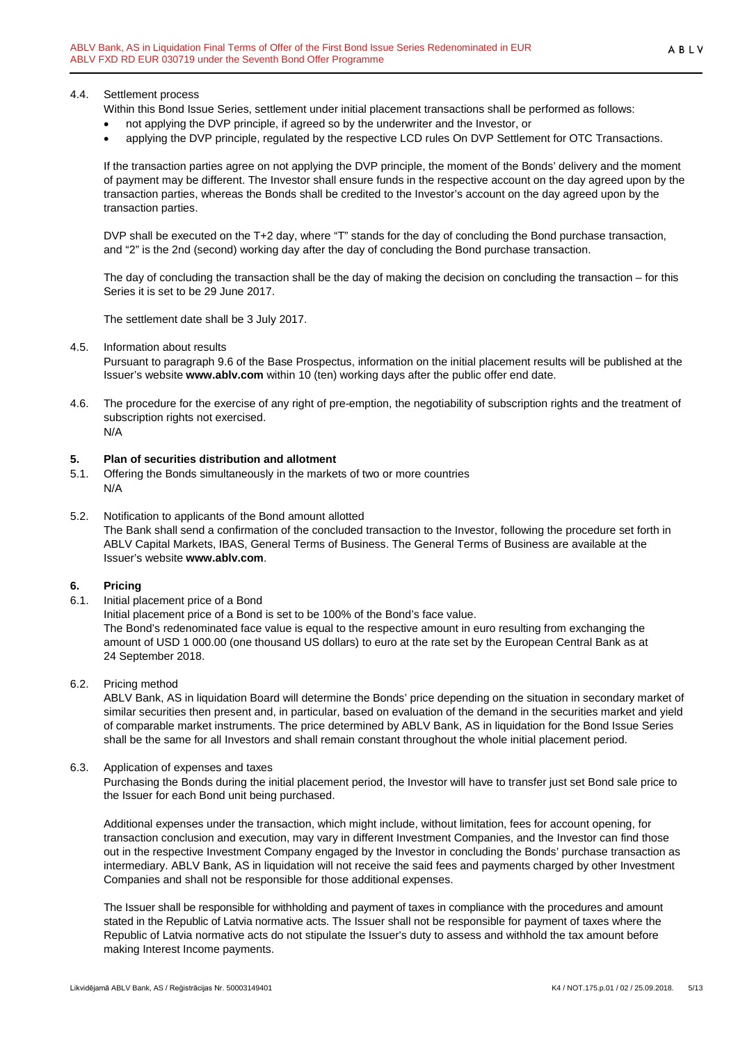4.4. Settlement process

Within this Bond Issue Series, settlement under initial placement transactions shall be performed as follows:

- not applying the DVP principle, if agreed so by the underwriter and the Investor, or
- applying the DVP principle, regulated by the respective LCD rules On DVP Settlement for OTC Transactions.

If the transaction parties agree on not applying the DVP principle, the moment of the Bonds' delivery and the moment of payment may be different. The Investor shall ensure funds in the respective account on the day agreed upon by the transaction parties, whereas the Bonds shall be credited to the Investor's account on the day agreed upon by the transaction parties.

DVP shall be executed on the T+2 day, where "T" stands for the day of concluding the Bond purchase transaction, and "2" is the 2nd (second) working day after the day of concluding the Bond purchase transaction.

The day of concluding the transaction shall be the day of making the decision on concluding the transaction – for this Series it is set to be 29 June 2017.

The settlement date shall be 3 July 2017.

4.5. Information about results

Pursuant to paragraph 9.6 of the Base Prospectus, information on the initial placement results will be published at the Issuer's website **www.ablv.com** within 10 (ten) working days after the public offer end date.

4.6. The procedure for the exercise of any right of pre-emption, the negotiability of subscription rights and the treatment of subscription rights not exercised.

N/A

## 5. Plan of securities distribution and allotment

5.1. Offering the Bonds simultaneously in the markets of two or more countries

N/A

5.2. Notification to applicants of the Bond amount allotted

The Bank shall send a confirmation of the concluded transaction to the Investor, following the procedure set forth in ABLV Capital Markets, IBAS, General Terms of Business. The General Terms of Business are available at the Issuer's website **www.ablv.com**.

## 6. Pricing

6.1. Initial placement price of a Bond

Initial placement price of a Bond is set to be 100% of the Bond's face value.

The Bond's redenominated face value is equal to the respective amount in euro resulting from exchanging the amount of USD 1 000.00 (one thousand US dollars) to euro at the rate set by the European Central Bank as at 24 September 2018.

6.2. Pricing method

ABLV Bank, AS in liquidation Board will determine the Bonds' price depending on the situation in secondary market of similar securities then present and, in particular, based on evaluation of the demand in the securities market and yield of comparable market instruments. The price determined by ABLV Bank, AS in liquidation for the Bond Issue Series shall be the same for all Investors and shall remain constant throughout the whole initial placement period.

6.3. Application of expenses and taxes

Purchasing the Bonds during the initial placement period, the Investor will have to transfer just set Bond sale price to the Issuer for each Bond unit being purchased.

Additional expenses under the transaction, which might include, without limitation, fees for account opening, for transaction conclusion and execution, may vary in different Investment Companies, and the Investor can find those out in the respective Investment Company engaged by the Investor in concluding the Bonds' purchase transaction as intermediary. ABLV Bank, AS in liquidation will not receive the said fees and payments charged by other Investment Companies and shall not be responsible for those additional expenses.

The Issuer shall be responsible for withholding and payment of taxes in compliance with the procedures and amount stated in the Republic of Latvia normative acts. The Issuer shall not be responsible for payment of taxes where the Republic of Latvia normative acts do not stipulate the Issuer's duty to assess and withhold the tax amount before making Interest Income payments.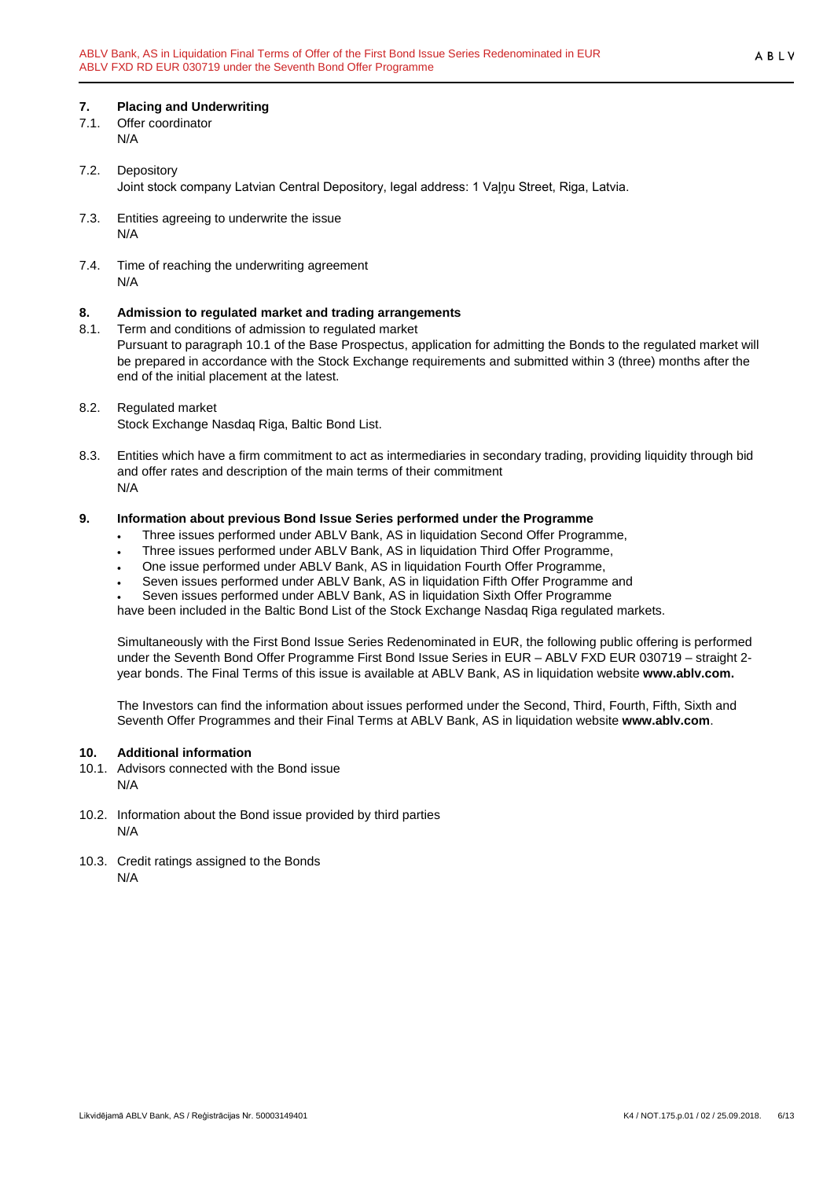## 7. Placing and Underwriting

7.1. Offer coordinator

N/A

7.2. Depository

Joint stock company Latvian Central Depository, legal address: 1 Vaļņu Street, Riga, Latvia.

7.3. Entities agreeing to underwrite the issue

N/A

7.4. Time of reaching the underwriting agreement

N/A

## 8. Admission to regulated market and trading arrangements

8.1. Term and conditions of admission to regulated market

Pursuant to paragraph 10.1 of the Base Prospectus, application for admitting the Bonds to the regulated market will be prepared in accordance with the Stock Exchange requirements and submitted within 3 (three) months after the end of the initial placement at the latest.

8.2. Regulated market

Stock Exchange Nasdaq Riga, Baltic Bond List.

8.3. Entities which have a firm commitment to act as intermediaries in secondary trading, providing liquidity through bid and offer rates and description of the main terms of their commitment

N/A

## 9. Information about previous Bond Issue Series performed under the Programme

- Three issues performed under ABLV Bank, AS in liquidation Second Offer Programme,
- Three issues performed under ABLV Bank, AS in liquidation Third Offer Programme,
- One issue performed under ABLV Bank, AS in liquidation Fourth Offer Programme,
- Seven issues performed under ABLV Bank, AS in liquidation Fifth Offer Programme and
- Seven issues performed under ABLV Bank, AS in liquidation Sixth Offer Programme

have been included in the Baltic Bond List of the Stock Exchange Nasdaq Riga regulated markets.

Simultaneously with the First Bond Issue Series Redenominated in EUR, the following public offering is performed under the Seventh Bond Offer Programme First Bond Issue Series in EUR – ABLV FXD EUR 030719 – straight 2-year bonds. The Final Terms of this issue is available at ABLV Bank, AS in liquidation website **www.ablv.com.**

The Investors can find the information about issues performed under the Second, Third, Fourth, Fifth, Sixth and Seventh Offer Programmes and their Final Terms at ABLV Bank, AS in liquidation website **www.ablv.com**.

## 10. Additional information

10.1. Advisors connected with the Bond issue

N/A

10.2. Information about the Bond issue provided by third parties

N/A

10.3. Credit ratings assigned to the Bonds

N/A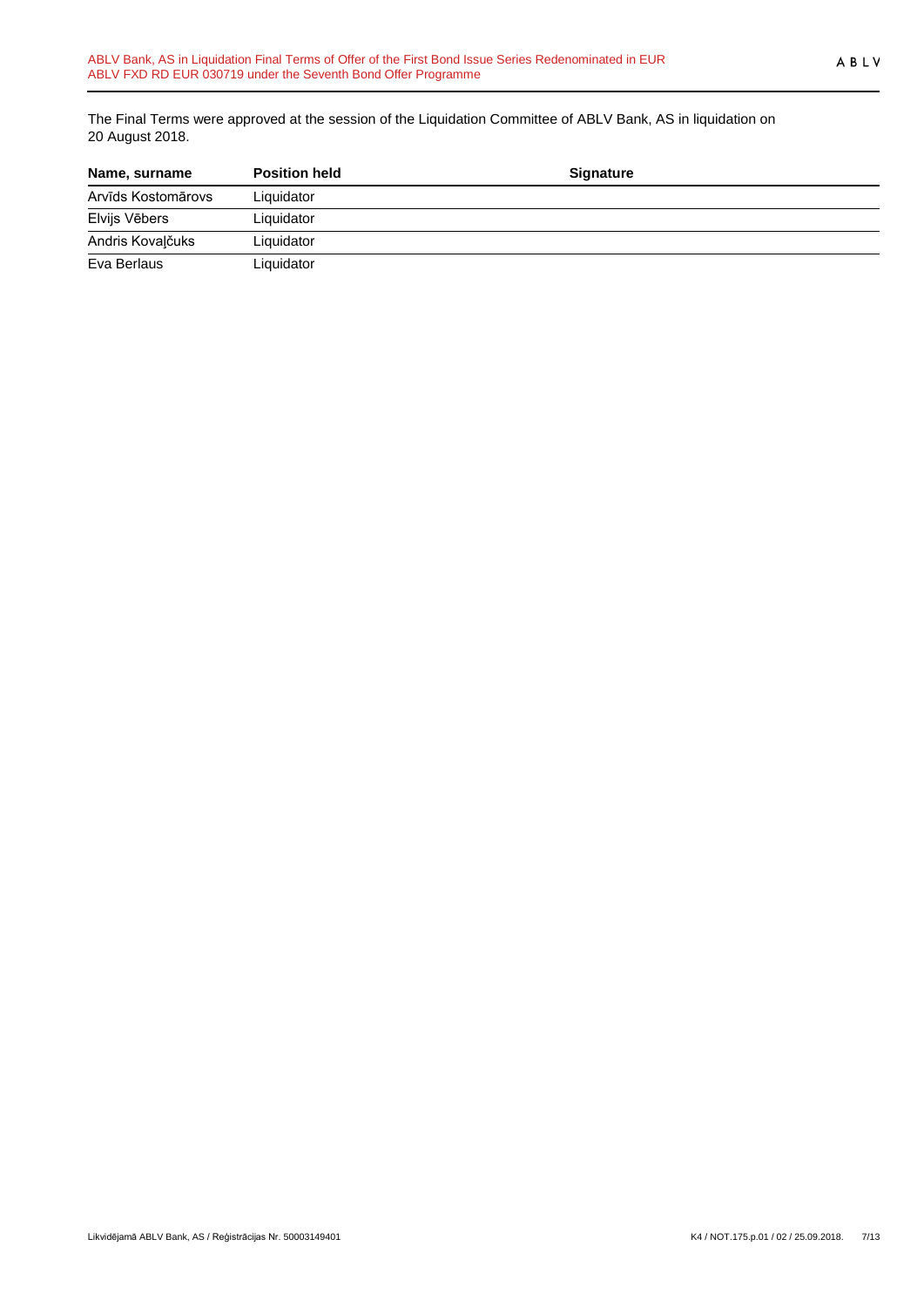The Final Terms were approved at the session of the Liquidation Committee of ABLV Bank, AS in liquidation on 20 August 2018.

| Name, surname | Position held | Signature |
|---|---|---|
| Arvīds Kostomārovs | Liquidator | |
| Elvijs Vēbers | Liquidator | |
| Andris Kovaļčuks | Liquidator | |
| Eva Berlaus | Liquidator | |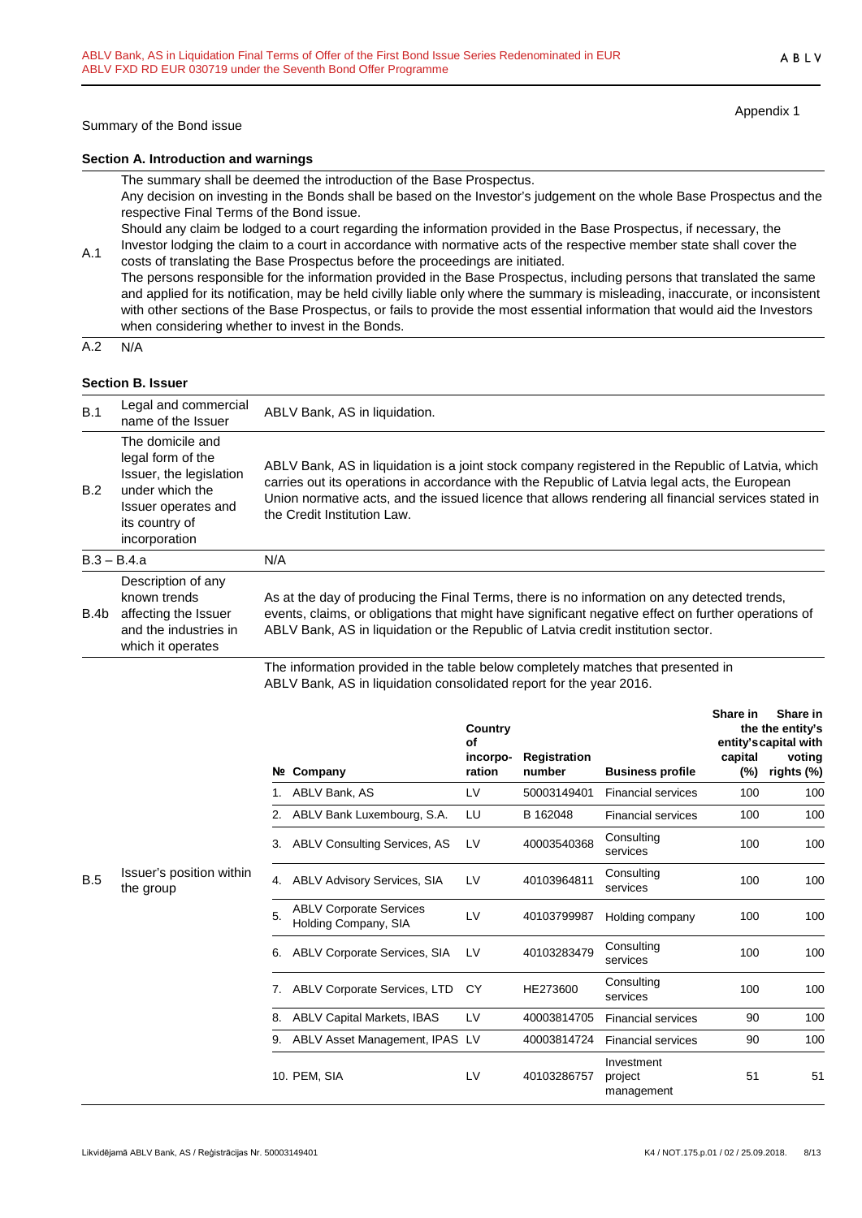Appendix 1

Summary of the Bond issue

**Section A. Introduction and warnings**

| | |
|---|---|
| A.1 | The summary shall be deemed the introduction of the Base Prospectus.<br>Any decision on investing in the Bonds shall be based on the Investor's judgement on the whole Base Prospectus and the respective Final Terms of the Bond issue.<br>Should any claim be lodged to a court regarding the information provided in the Base Prospectus, if necessary, the Investor lodging the claim to a court in accordance with normative acts of the respective member state shall cover the costs of translating the Base Prospectus before the proceedings are initiated.<br>The persons responsible for the information provided in the Base Prospectus, including persons that translated the same and applied for its notification, may be held civilly liable only where the summary is misleading, inaccurate, or inconsistent with other sections of the Base Prospectus, or fails to provide the most essential information that would aid the Investors when considering whether to invest in the Bonds. |
| A.2 | N/A |

**Section B. Issuer**

| | | |
|---|---|---|
| B.1 | Legal and commercial name of the Issuer | ABLV Bank, AS in liquidation. |
| B.2 | The domicile and legal form of the Issuer, the legislation under which the Issuer operates and its country of incorporation | ABLV Bank, AS in liquidation is a joint stock company registered in the Republic of Latvia, which carries out its operations in accordance with the Republic of Latvia legal acts, the European Union normative acts, and the issued licence that allows rendering all financial services stated in the Credit Institution Law. |
| B.3 – B.4.a | | N/A |
| B.4b | Description of any known trends affecting the Issuer and the industries in which it operates | As at the day of producing the Final Terms, there is no information on any detected trends, events, claims, or obligations that might have significant negative effect on further operations of ABLV Bank, AS in liquidation or the Republic of Latvia credit institution sector. |
| B.5 | Issuer's position within the group | The information provided in the table below completely matches that presented in ABLV Bank, AS in liquidation consolidated report for the year 2016. |

| № | Company | Country of incorporation | Registration number | Business profile | Share in the entity's capital (%) | Share in the entity's capital with voting rights (%) |
|---|---|---|---|---|---|---|
| 1. | ABLV Bank, AS | LV | 50003149401 | Financial services | 100 | 100 |
| 2. | ABLV Bank Luxembourg, S.A. | LU | B 162048 | Financial services | 100 | 100 |
| 3. | ABLV Consulting Services, AS | LV | 40003540368 | Consulting services | 100 | 100 |
| 4. | ABLV Advisory Services, SIA | LV | 40103964811 | Consulting services | 100 | 100 |
| 5. | ABLV Corporate Services Holding Company, SIA | LV | 40103799987 | Holding company | 100 | 100 |
| 6. | ABLV Corporate Services, SIA | LV | 40103283479 | Consulting services | 100 | 100 |
| 7. | ABLV Corporate Services, LTD | CY | HE273600 | Consulting services | 100 | 100 |
| 8. | ABLV Capital Markets, IBAS | LV | 40003814705 | Financial services | 90 | 100 |
| 9. | ABLV Asset Management, IPAS | LV | 40003814724 | Financial services | 90 | 100 |
| 10. | PEM, SIA | LV | 40103286757 | Investment project management | 51 | 51 |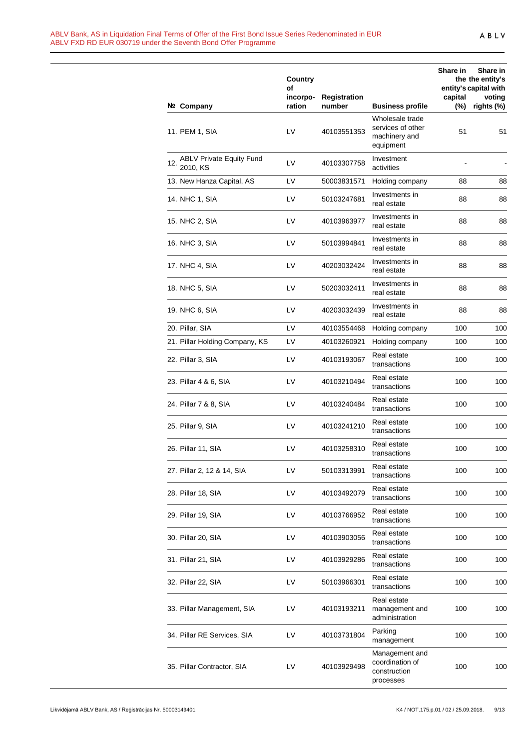| № | Company | Country of incorporation | Registration number | Business profile | Share in the entity's capital (%) | Share in the entity's capital with voting rights (%) |
|---|---|---|---|---|---|---|
| 11. | PEM 1, SIA | LV | 40103551353 | Wholesale trade services of other machinery and equipment | 51 | 51 |
| 12. | ABLV Private Equity Fund 2010, KS | LV | 40103307758 | Investment activities | - | - |
| 13. | New Hanza Capital, AS | LV | 50003831571 | Holding company | 88 | 88 |
| 14. | NHC 1, SIA | LV | 50103247681 | Investments in real estate | 88 | 88 |
| 15. | NHC 2, SIA | LV | 40103963977 | Investments in real estate | 88 | 88 |
| 16. | NHC 3, SIA | LV | 50103994841 | Investments in real estate | 88 | 88 |
| 17. | NHC 4, SIA | LV | 40203032424 | Investments in real estate | 88 | 88 |
| 18. | NHC 5, SIA | LV | 50203032411 | Investments in real estate | 88 | 88 |
| 19. | NHC 6, SIA | LV | 40203032439 | Investments in real estate | 88 | 88 |
| 20. | Pillar, SIA | LV | 40103554468 | Holding company | 100 | 100 |
| 21. | Pillar Holding Company, KS | LV | 40103260921 | Holding company | 100 | 100 |
| 22. | Pillar 3, SIA | LV | 40103193067 | Real estate transactions | 100 | 100 |
| 23. | Pillar 4 & 6, SIA | LV | 40103210494 | Real estate transactions | 100 | 100 |
| 24. | Pillar 7 & 8, SIA | LV | 40103240484 | Real estate transactions | 100 | 100 |
| 25. | Pillar 9, SIA | LV | 40103241210 | Real estate transactions | 100 | 100 |
| 26. | Pillar 11, SIA | LV | 40103258310 | Real estate transactions | 100 | 100 |
| 27. | Pillar 2, 12 & 14, SIA | LV | 50103313991 | Real estate transactions | 100 | 100 |
| 28. | Pillar 18, SIA | LV | 40103492079 | Real estate transactions | 100 | 100 |
| 29. | Pillar 19, SIA | LV | 40103766952 | Real estate transactions | 100 | 100 |
| 30. | Pillar 20, SIA | LV | 40103903056 | Real estate transactions | 100 | 100 |
| 31. | Pillar 21, SIA | LV | 40103929286 | Real estate transactions | 100 | 100 |
| 32. | Pillar 22, SIA | LV | 50103966301 | Real estate transactions | 100 | 100 |
| 33. | Pillar Management, SIA | LV | 40103193211 | Real estate management and administration | 100 | 100 |
| 34. | Pillar RE Services, SIA | LV | 40103731804 | Parking management | 100 | 100 |
| 35. | Pillar Contractor, SIA | LV | 40103929498 | Management and coordination of construction processes | 100 | 100 |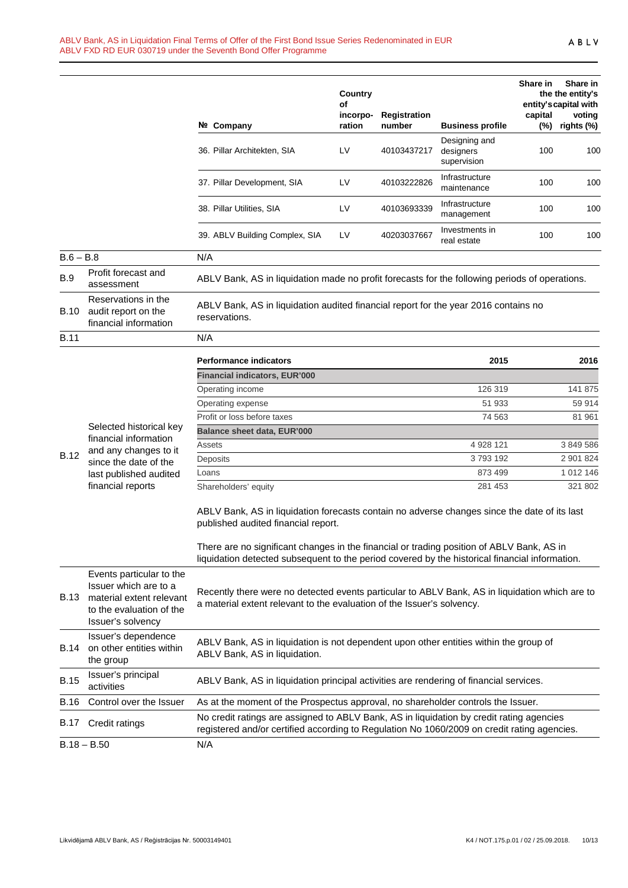| № | Company | Country of incorpo-ration | Registration number | Business profile | Share in the entity's capital (%) | Share in the entity's capital with voting rights (%) |
|---|---|---|---|---|---|---|
| 36. | Pillar Architekten, SIA | LV | 40103437217 | Designing and designers supervision | 100 | 100 |
| 37. | Pillar Development, SIA | LV | 40103222826 | Infrastructure maintenance | 100 | 100 |
| 38. | Pillar Utilities, SIA | LV | 40103693339 | Infrastructure management | 100 | 100 |
| 39. | ABLV Building Complex, SIA | LV | 40203037667 | Investments in real estate | 100 | 100 |

| | | |
|---|---|---|
| B.6 – B.8 | | N/A |
| B.9 | Profit forecast and assessment | ABLV Bank, AS in liquidation made no profit forecasts for the following periods of operations. |
| B.10 | Reservations in the audit report on the financial information | ABLV Bank, AS in liquidation audited financial report for the year 2016 contains no reservations. |
| B.11 | | N/A |

**B.12 Selected historical key financial information and any changes to it since the date of the last published audited financial reports**

| Performance indicators | 2015 | 2016 |
|---|---|---|
| **Financial indicators, EUR'000** | | |
| Operating income | 126 319 | 141 875 |
| Operating expense | 51 933 | 59 914 |
| Profit or loss before taxes | 74 563 | 81 961 |
| **Balance sheet data, EUR'000** | | |
| Assets | 4 928 121 | 3 849 586 |
| Deposits | 3 793 192 | 2 901 824 |
| Loans | 873 499 | 1 012 146 |
| Shareholders' equity | 281 453 | 321 802 |

ABLV Bank, AS in liquidation forecasts contain no adverse changes since the date of its last published audited financial report.

There are no significant changes in the financial or trading position of ABLV Bank, AS in liquidation detected subsequent to the period covered by the historical financial information.

| | | |
|---|---|---|
| B.13 | Events particular to the Issuer which are to a material extent relevant to the evaluation of the Issuer's solvency | Recently there were no detected events particular to ABLV Bank, AS in liquidation which are to a material extent relevant to the evaluation of the Issuer's solvency. |
| B.14 | Issuer's dependence on other entities within the group | ABLV Bank, AS in liquidation is not dependent upon other entities within the group of ABLV Bank, AS in liquidation. |
| B.15 | Issuer's principal activities | ABLV Bank, AS in liquidation principal activities are rendering of financial services. |
| B.16 | Control over the Issuer | As at the moment of the Prospectus approval, no shareholder controls the Issuer. |
| B.17 | Credit ratings | No credit ratings are assigned to ABLV Bank, AS in liquidation by credit rating agencies registered and/or certified according to Regulation No 1060/2009 on credit rating agencies. |
| B.18 – B.50 | | N/A |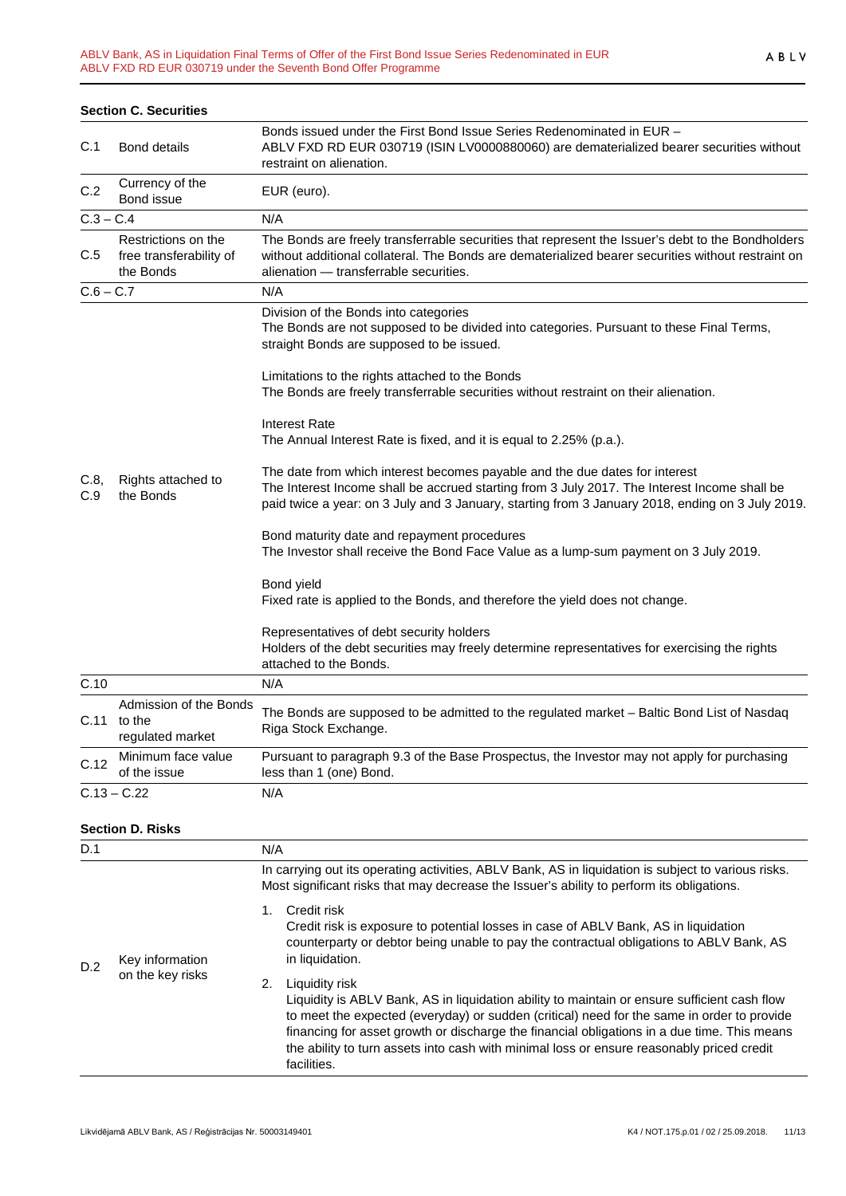**Section C. Securities**

| | | |
|---|---|---|
| C.1 | Bond details | Bonds issued under the First Bond Issue Series Redenominated in EUR – ABLV FXD RD EUR 030719 (ISIN LV0000880060) are dematerialized bearer securities without restraint on alienation. |
| C.2 | Currency of the Bond issue | EUR (euro). |
| C.3 – C.4 | | N/A |
| C.5 | Restrictions on the free transferability of the Bonds | The Bonds are freely transferrable securities that represent the Issuer's debt to the Bondholders without additional collateral. The Bonds are dematerialized bearer securities without restraint on alienation — transferrable securities. |
| C.6 – C.7 | | N/A |
| C.8, C.9 | Rights attached to the Bonds | Division of the Bonds into categories<br>The Bonds are not supposed to be divided into categories. Pursuant to these Final Terms, straight Bonds are supposed to be issued.<br><br>Limitations to the rights attached to the Bonds<br>The Bonds are freely transferrable securities without restraint on their alienation.<br><br>Interest Rate<br>The Annual Interest Rate is fixed, and it is equal to 2.25% (p.a.).<br><br>The date from which interest becomes payable and the due dates for interest<br>The Interest Income shall be accrued starting from 3 July 2017. The Interest Income shall be paid twice a year: on 3 July and 3 January, starting from 3 January 2018, ending on 3 July 2019.<br><br>Bond maturity date and repayment procedures<br>The Investor shall receive the Bond Face Value as a lump-sum payment on 3 July 2019.<br><br>Bond yield<br>Fixed rate is applied to the Bonds, and therefore the yield does not change.<br><br>Representatives of debt security holders<br>Holders of the debt securities may freely determine representatives for exercising the rights attached to the Bonds. |
| C.10 | | N/A |
| C.11 | Admission of the Bonds to the regulated market | The Bonds are supposed to be admitted to the regulated market – Baltic Bond List of Nasdaq Riga Stock Exchange. |
| C.12 | Minimum face value of the issue | Pursuant to paragraph 9.3 of the Base Prospectus, the Investor may not apply for purchasing less than 1 (one) Bond. |
| C.13 – C.22 | | N/A |

**Section D. Risks**

| | | |
|---|---|---|
| D.1 | | N/A |
| D.2 | Key information on the key risks | In carrying out its operating activities, ABLV Bank, AS in liquidation is subject to various risks. Most significant risks that may decrease the Issuer's ability to perform its obligations.<br><br>1. Credit risk<br>Credit risk is exposure to potential losses in case of ABLV Bank, AS in liquidation counterparty or debtor being unable to pay the contractual obligations to ABLV Bank, AS in liquidation.<br><br>2. Liquidity risk<br>Liquidity is ABLV Bank, AS in liquidation ability to maintain or ensure sufficient cash flow to meet the expected (everyday) or sudden (critical) need for the same in order to provide financing for asset growth or discharge the financial obligations in a due time. This means the ability to turn assets into cash with minimal loss or ensure reasonably priced credit facilities. |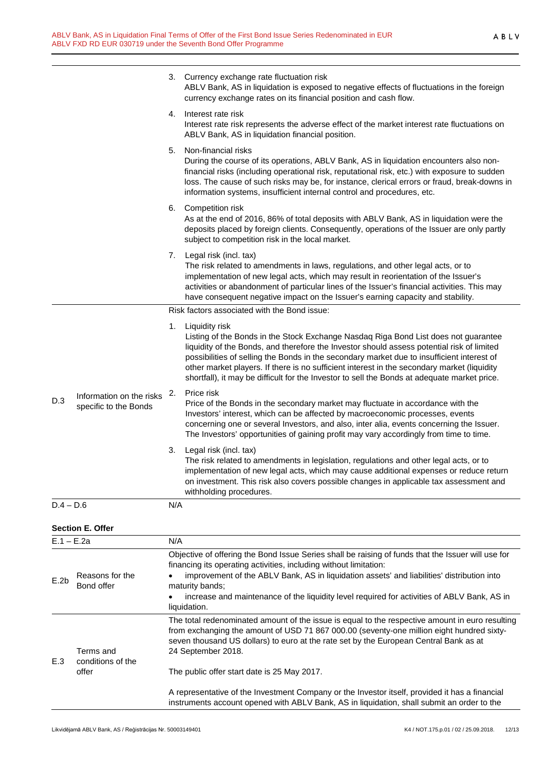| | | |
|---|---|---|
| | | 3. Currency exchange rate fluctuation risk<br>ABLV Bank, AS in liquidation is exposed to negative effects of fluctuations in the foreign currency exchange rates on its financial position and cash flow.<br><br>4. Interest rate risk<br>Interest rate risk represents the adverse effect of the market interest rate fluctuations on ABLV Bank, AS in liquidation financial position.<br><br>5. Non-financial risks<br>During the course of its operations, ABLV Bank, AS in liquidation encounters also non-financial risks (including operational risk, reputational risk, etc.) with exposure to sudden loss. The cause of such risks may be, for instance, clerical errors or fraud, break-downs in information systems, insufficient internal control and procedures, etc.<br><br>6. Competition risk<br>As at the end of 2016, 86% of total deposits with ABLV Bank, AS in liquidation were the deposits placed by foreign clients. Consequently, operations of the Issuer are only partly subject to competition risk in the local market.<br><br>7. Legal risk (incl. tax)<br>The risk related to amendments in laws, regulations, and other legal acts, or to implementation of new legal acts, which may result in reorientation of the Issuer's activities or abandonment of particular lines of the Issuer's financial activities. This may have consequent negative impact on the Issuer's earning capacity and stability. |
| D.3 | Information on the risks specific to the Bonds | Risk factors associated with the Bond issue:<br><br>1. Liquidity risk<br>Listing of the Bonds in the Stock Exchange Nasdaq Riga Bond List does not guarantee liquidity of the Bonds, and therefore the Investor should assess potential risk of limited possibilities of selling the Bonds in the secondary market due to insufficient interest of other market players. If there is no sufficient interest in the secondary market (liquidity shortfall), it may be difficult for the Investor to sell the Bonds at adequate market price.<br><br>2. Price risk<br>Price of the Bonds in the secondary market may fluctuate in accordance with the Investors' interest, which can be affected by macroeconomic processes, events concerning one or several Investors, and also, inter alia, events concerning the Issuer. The Investors' opportunities of gaining profit may vary accordingly from time to time.<br><br>3. Legal risk (incl. tax)<br>The risk related to amendments in legislation, regulations and other legal acts, or to implementation of new legal acts, which may cause additional expenses or reduce return on investment. This risk also covers possible changes in applicable tax assessment and withholding procedures. |
| D.4 – D.6 | | N/A |

**Section E. Offer**

| | | |
|---|---|---|
| E.1 – E.2a | | N/A |
| E.2b | Reasons for the Bond offer | Objective of offering the Bond Issue Series shall be raising of funds that the Issuer will use for financing its operating activities, including without limitation:<br>• improvement of the ABLV Bank, AS in liquidation assets' and liabilities' distribution into maturity bands;<br>• increase and maintenance of the liquidity level required for activities of ABLV Bank, AS in liquidation. |
| E.3 | Terms and conditions of the offer | The total redenominated amount of the issue is equal to the respective amount in euro resulting from exchanging the amount of USD 71 867 000.00 (seventy-one million eight hundred sixty-seven thousand US dollars) to euro at the rate set by the European Central Bank as at 24 September 2018.<br><br>The public offer start date is 25 May 2017.<br><br>A representative of the Investment Company or the Investor itself, provided it has a financial instruments account opened with ABLV Bank, AS in liquidation, shall submit an order to the |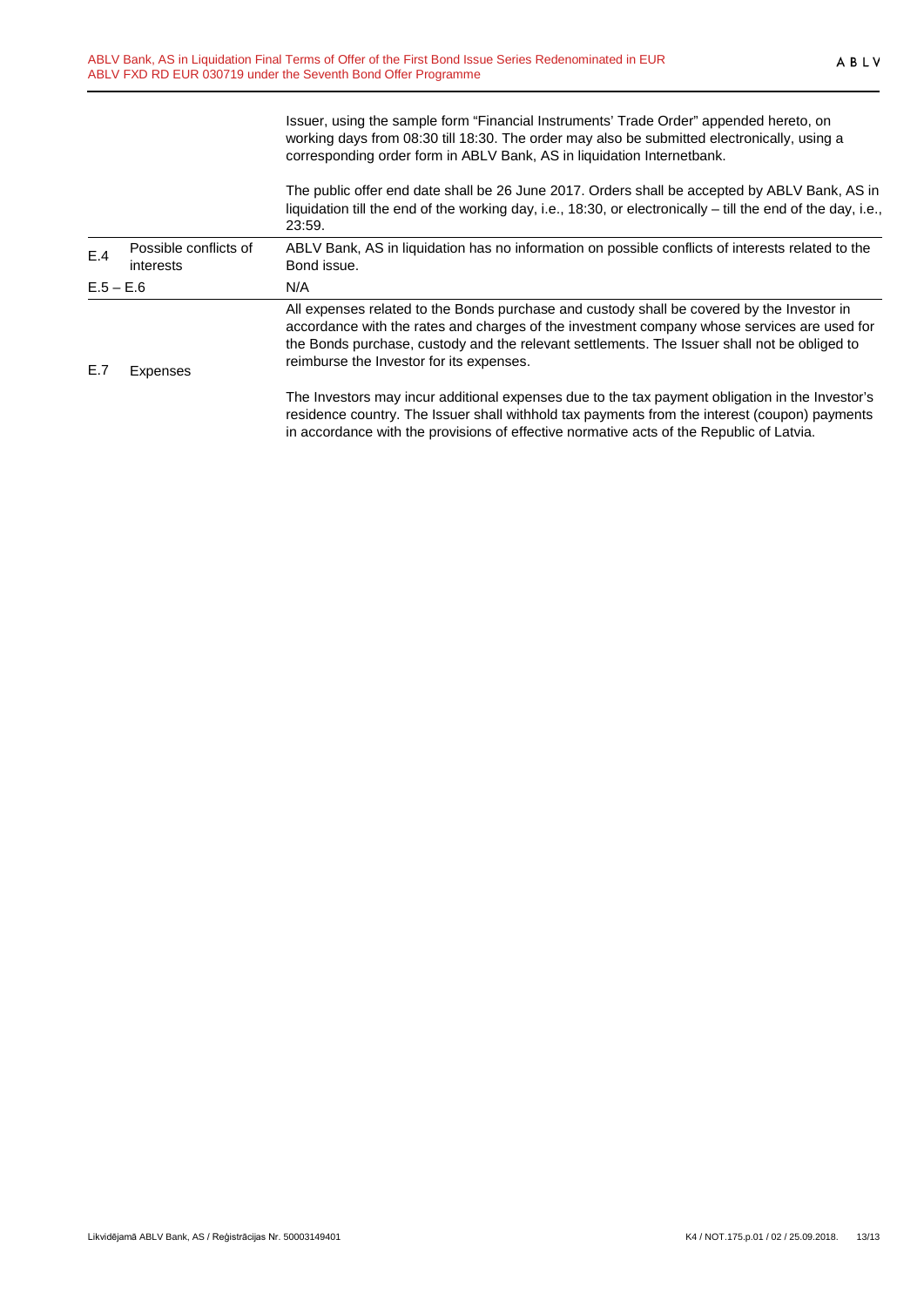| | | |
|---|---|---|
| | | Issuer, using the sample form "Financial Instruments' Trade Order" appended hereto, on working days from 08:30 till 18:30. The order may also be submitted electronically, using a corresponding order form in ABLV Bank, AS in liquidation Internetbank.<br><br>The public offer end date shall be 26 June 2017. Orders shall be accepted by ABLV Bank, AS in liquidation till the end of the working day, i.e., 18:30, or electronically – till the end of the day, i.e., 23:59. |
| E.4 | Possible conflicts of interests | ABLV Bank, AS in liquidation has no information on possible conflicts of interests related to the Bond issue. |
| E.5 – E.6 | | N/A |
| E.7 | Expenses | All expenses related to the Bonds purchase and custody shall be covered by the Investor in accordance with the rates and charges of the investment company whose services are used for the Bonds purchase, custody and the relevant settlements. The Issuer shall not be obliged to reimburse the Investor for its expenses.<br><br>The Investors may incur additional expenses due to the tax payment obligation in the Investor's residence country. The Issuer shall withhold tax payments from the interest (coupon) payments in accordance with the provisions of effective normative acts of the Republic of Latvia. |